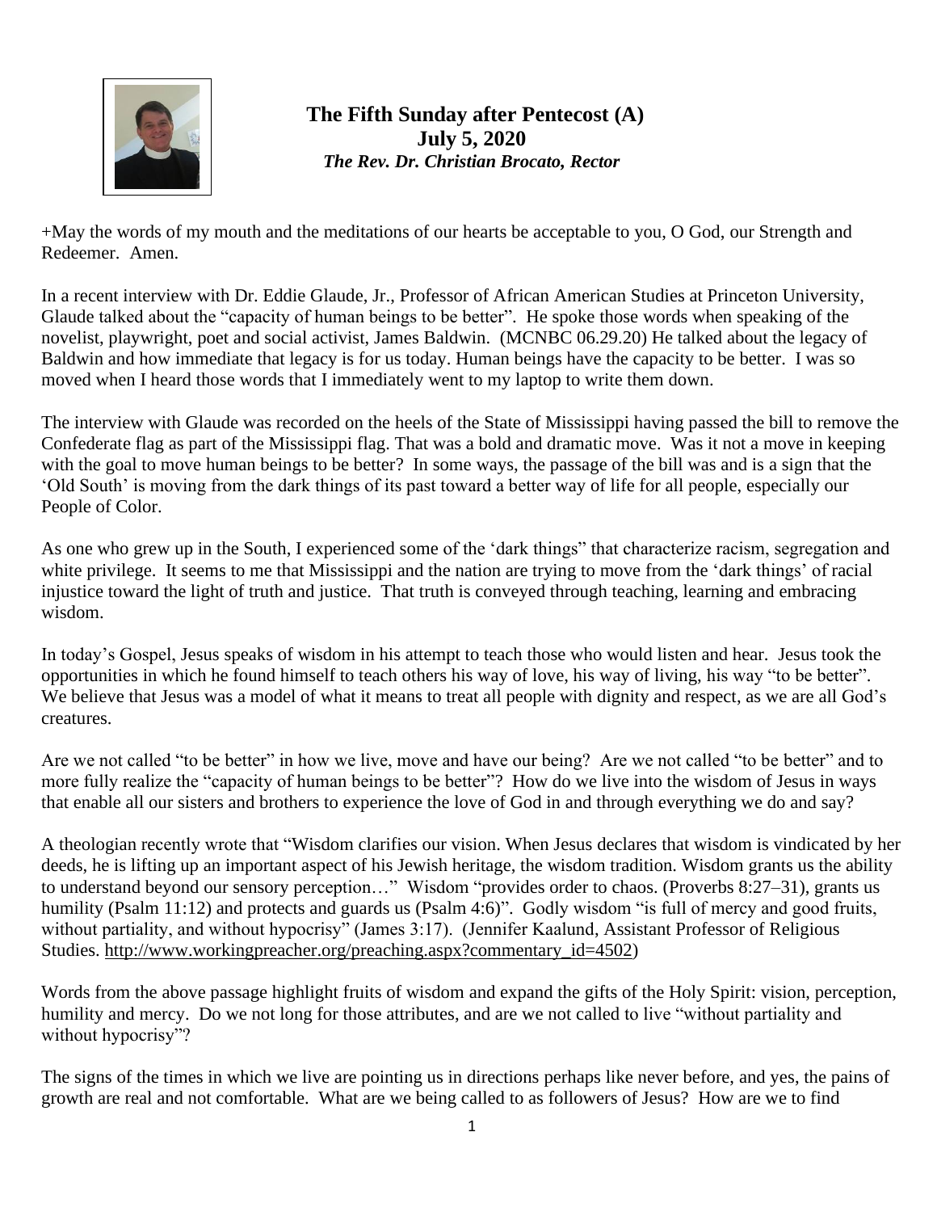**The Fifth Sunday after Pentecost (A)**
**July 5, 2020**
***The Rev. Dr. Christian Brocato, Rector***

+May the words of my mouth and the meditations of our hearts be acceptable to you, O God, our Strength and Redeemer. Amen.

In a recent interview with Dr. Eddie Glaude, Jr., Professor of African American Studies at Princeton University, Glaude talked about the "capacity of human beings to be better". He spoke those words when speaking of the novelist, playwright, poet and social activist, James Baldwin. (MCNBC 06.29.20) He talked about the legacy of Baldwin and how immediate that legacy is for us today. Human beings have the capacity to be better. I was so moved when I heard those words that I immediately went to my laptop to write them down.

The interview with Glaude was recorded on the heels of the State of Mississippi having passed the bill to remove the Confederate flag as part of the Mississippi flag. That was a bold and dramatic move. Was it not a move in keeping with the goal to move human beings to be better? In some ways, the passage of the bill was and is a sign that the 'Old South' is moving from the dark things of its past toward a better way of life for all people, especially our People of Color.

As one who grew up in the South, I experienced some of the 'dark things" that characterize racism, segregation and white privilege. It seems to me that Mississippi and the nation are trying to move from the 'dark things' of racial injustice toward the light of truth and justice. That truth is conveyed through teaching, learning and embracing wisdom.

In today's Gospel, Jesus speaks of wisdom in his attempt to teach those who would listen and hear. Jesus took the opportunities in which he found himself to teach others his way of love, his way of living, his way "to be better". We believe that Jesus was a model of what it means to treat all people with dignity and respect, as we are all God's creatures.

Are we not called "to be better" in how we live, move and have our being? Are we not called "to be better" and to more fully realize the "capacity of human beings to be better"? How do we live into the wisdom of Jesus in ways that enable all our sisters and brothers to experience the love of God in and through everything we do and say?

A theologian recently wrote that "Wisdom clarifies our vision. When Jesus declares that wisdom is vindicated by her deeds, he is lifting up an important aspect of his Jewish heritage, the wisdom tradition. Wisdom grants us the ability to understand beyond our sensory perception…" Wisdom "provides order to chaos. (Proverbs 8:27–31), grants us humility (Psalm 11:12) and protects and guards us (Psalm 4:6)". Godly wisdom "is full of mercy and good fruits, without partiality, and without hypocrisy" (James 3:17). (Jennifer Kaalund, Assistant Professor of Religious Studies. http://www.workingpreacher.org/preaching.aspx?commentary_id=4502)

Words from the above passage highlight fruits of wisdom and expand the gifts of the Holy Spirit: vision, perception, humility and mercy. Do we not long for those attributes, and are we not called to live "without partiality and without hypocrisy"?

The signs of the times in which we live are pointing us in directions perhaps like never before, and yes, the pains of growth are real and not comfortable. What are we being called to as followers of Jesus? How are we to find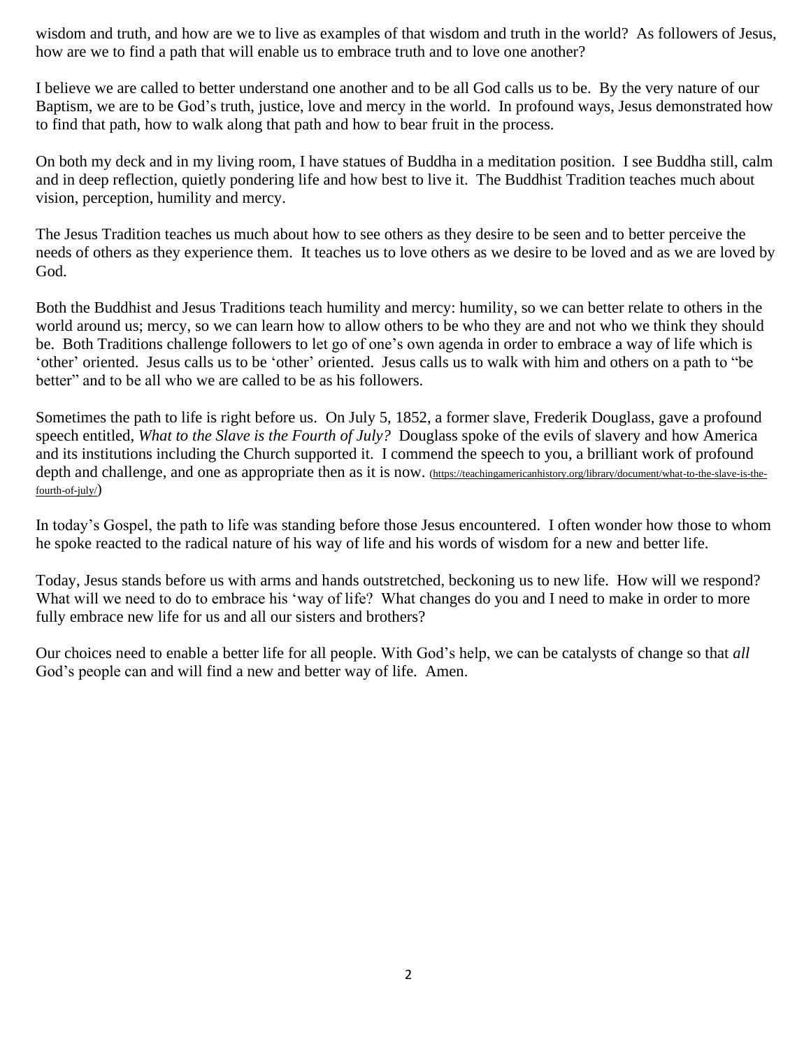wisdom and truth, and how are we to live as examples of that wisdom and truth in the world? As followers of Jesus, how are we to find a path that will enable us to embrace truth and to love one another?

I believe we are called to better understand one another and to be all God calls us to be. By the very nature of our Baptism, we are to be God's truth, justice, love and mercy in the world. In profound ways, Jesus demonstrated how to find that path, how to walk along that path and how to bear fruit in the process.

On both my deck and in my living room, I have statues of Buddha in a meditation position. I see Buddha still, calm and in deep reflection, quietly pondering life and how best to live it. The Buddhist Tradition teaches much about vision, perception, humility and mercy.

The Jesus Tradition teaches us much about how to see others as they desire to be seen and to better perceive the needs of others as they experience them. It teaches us to love others as we desire to be loved and as we are loved by God.

Both the Buddhist and Jesus Traditions teach humility and mercy: humility, so we can better relate to others in the world around us; mercy, so we can learn how to allow others to be who they are and not who we think they should be. Both Traditions challenge followers to let go of one's own agenda in order to embrace a way of life which is 'other' oriented. Jesus calls us to be 'other' oriented. Jesus calls us to walk with him and others on a path to "be better" and to be all who we are called to be as his followers.

Sometimes the path to life is right before us. On July 5, 1852, a former slave, Frederik Douglass, gave a profound speech entitled, *What to the Slave is the Fourth of July?* Douglass spoke of the evils of slavery and how America and its institutions including the Church supported it. I commend the speech to you, a brilliant work of profound depth and challenge, and one as appropriate then as it is now. (https://teachingamericanhistory.org/library/document/what-to-the-slave-is-the-fourth-of-july/)

In today's Gospel, the path to life was standing before those Jesus encountered. I often wonder how those to whom he spoke reacted to the radical nature of his way of life and his words of wisdom for a new and better life.

Today, Jesus stands before us with arms and hands outstretched, beckoning us to new life. How will we respond? What will we need to do to embrace his 'way of life? What changes do you and I need to make in order to more fully embrace new life for us and all our sisters and brothers?

Our choices need to enable a better life for all people. With God's help, we can be catalysts of change so that *all* God's people can and will find a new and better way of life. Amen.